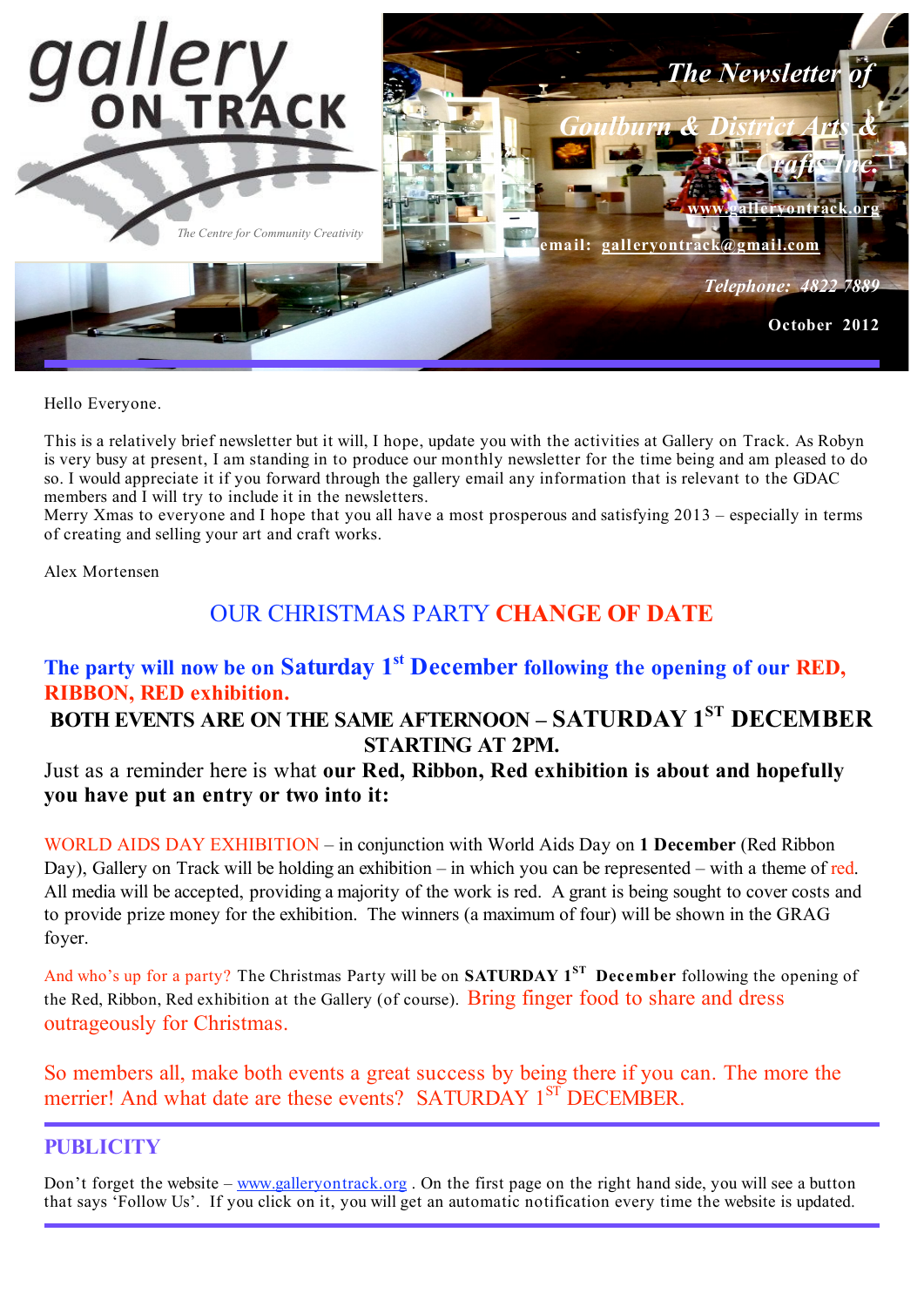# gallery ON TRACK

*The Centre for Community Creativity*

***The Newsletter of Goulburn & District Arts & Crafts Inc.***

**www.galleryontrack.org**

**email: galleryontrack@gmail.com**

***Telephone: 4822 7889***

**October 2012**

Hello Everyone.

This is a relatively brief newsletter but it will, I hope, update you with the activities at Gallery on Track. As Robyn is very busy at present, I am standing in to produce our monthly newsletter for the time being and am pleased to do so. I would appreciate it if you forward through the gallery email any information that is relevant to the GDAC members and I will try to include it in the newsletters.
Merry Xmas to everyone and I hope that you all have a most prosperous and satisfying 2013 – especially in terms of creating and selling your art and craft works.

Alex Mortensen

## OUR CHRISTMAS PARTY **CHANGE OF DATE**

### The party will now be on Saturday 1st December following the opening of our RED, RIBBON, RED exhibition.

**BOTH EVENTS ARE ON THE SAME AFTERNOON – SATURDAY 1ST DECEMBER STARTING AT 2PM.**

Just as a reminder here is what **our Red, Ribbon, Red exhibition is about and hopefully you have put an entry or two into it:**

WORLD AIDS DAY EXHIBITION – in conjunction with World Aids Day on **1 December** (Red Ribbon Day), Gallery on Track will be holding an exhibition – in which you can be represented – with a theme of red. All media will be accepted, providing a majority of the work is red. A grant is being sought to cover costs and to provide prize money for the exhibition. The winners (a maximum of four) will be shown in the GRAG foyer.

And who's up for a party? The Christmas Party will be on **SATURDAY 1ST December** following the opening of the Red, Ribbon, Red exhibition at the Gallery (of course). Bring finger food to share and dress outrageously for Christmas.

So members all, make both events a great success by being there if you can. The more the merrier! And what date are these events? SATURDAY 1ST DECEMBER.

## PUBLICITY

Don't forget the website – www.galleryontrack.org . On the first page on the right hand side, you will see a button that says 'Follow Us'. If you click on it, you will get an automatic notification every time the website is updated.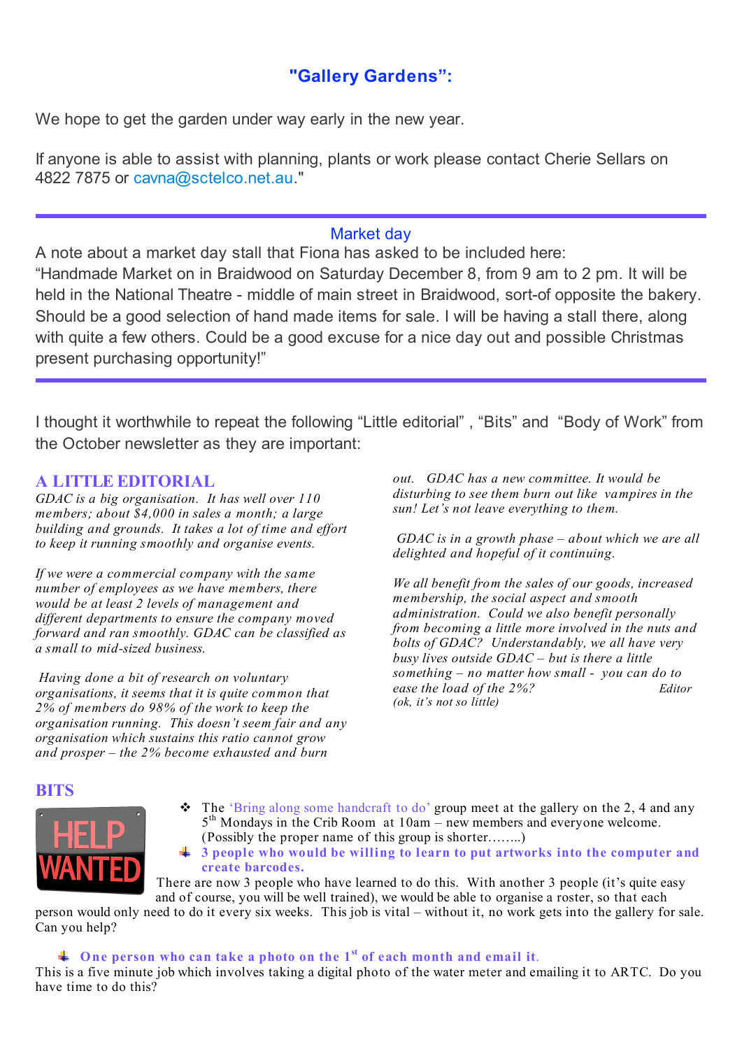## "Gallery Gardens":

We hope to get the garden under way early in the new year.

If anyone is able to assist with planning, plants or work please contact Cherie Sellars on 4822 7875 or cavna@sctelco.net.au."

---

### Market day

A note about a market day stall that Fiona has asked to be included here:

"Handmade Market on in Braidwood on Saturday December 8, from 9 am to 2 pm. It will be held in the National Theatre - middle of main street in Braidwood, sort-of opposite the bakery. Should be a good selection of hand made items for sale. I will be having a stall there, along with quite a few others. Could be a good excuse for a nice day out and possible Christmas present purchasing opportunity!"

---

I thought it worthwhile to repeat the following "Little editorial" , "Bits" and "Body of Work" from the October newsletter as they are important:

## A LITTLE EDITORIAL

*GDAC is a big organisation. It has well over 110 members; about $4,000 in sales a month; a large building and grounds. It takes a lot of time and effort to keep it running smoothly and organise events.*

*If we were a commercial company with the same number of employees as we have members, there would be at least 2 levels of management and different departments to ensure the company moved forward and ran smoothly. GDAC can be classified as a small to mid-sized business.*

*Having done a bit of research on voluntary organisations, it seems that it is quite common that 2% of members do 98% of the work to keep the organisation running. This doesn't seem fair and any organisation which sustains this ratio cannot grow and prosper – the 2% become exhausted and burn out. GDAC has a new committee. It would be disturbing to see them burn out like vampires in the sun! Let's not leave everything to them.*

*GDAC is in a growth phase – about which we are all delighted and hopeful of it continuing.*

*We all benefit from the sales of our goods, increased membership, the social aspect and smooth administration. Could we also benefit personally from becoming a little more involved in the nuts and bolts of GDAC? Understandably, we all have very busy lives outside GDAC – but is there a little something – no matter how small - you can do to ease the load of the 2%?* *Editor*
*(ok, it's not so little)*

## BITS

- The 'Bring along some handcraft to do' group meet at the gallery on the 2, 4 and any 5th Mondays in the Crib Room at 10am – new members and everyone welcome. (Possibly the proper name of this group is shorter……..)

- **3 people who would be willing to learn to put artworks into the computer and create barcodes.**

There are now 3 people who have learned to do this. With another 3 people (it's quite easy and of course, you will be well trained), we would be able to organise a roster, so that each person would only need to do it every six weeks. This job is vital – without it, no work gets into the gallery for sale. Can you help?

- **One person who can take a photo on the 1st of each month and email it.**

This is a five minute job which involves taking a digital photo of the water meter and emailing it to ARTC. Do you have time to do this?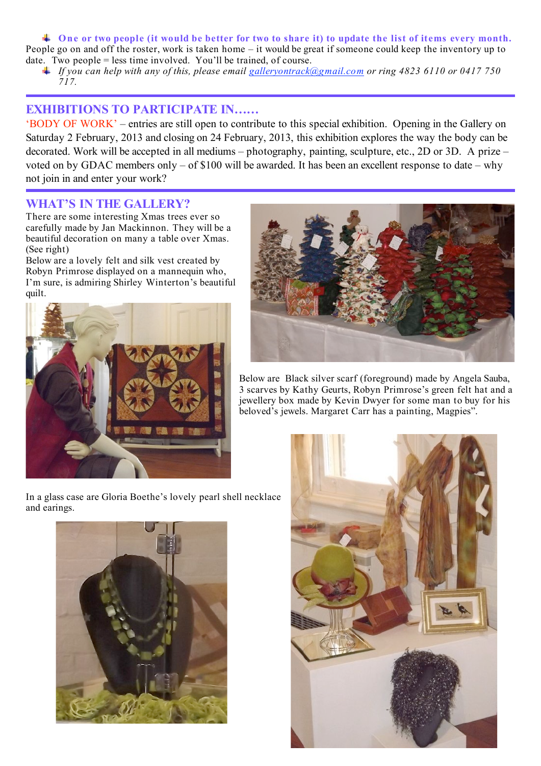- **One or two people (it would be better for two to share it) to update the list of items every month.** People go on and off the roster, work is taken home – it would be great if someone could keep the inventory up to date. Two people = less time involved. You'll be trained, of course.
- *If you can help with any of this, please email galleryontrack@gmail.com or ring 4823 6110 or 0417 750 717.*

## EXHIBITIONS TO PARTICIPATE IN……

'BODY OF WORK' – entries are still open to contribute to this special exhibition. Opening in the Gallery on Saturday 2 February, 2013 and closing on 24 February, 2013, this exhibition explores the way the body can be decorated. Work will be accepted in all mediums – photography, painting, sculpture, etc., 2D or 3D. A prize – voted on by GDAC members only – of $100 will be awarded. It has been an excellent response to date – why not join in and enter your work?

## WHAT'S IN THE GALLERY?

There are some interesting Xmas trees ever so carefully made by Jan Mackinnon. They will be a beautiful decoration on many a table over Xmas. (See right)

Below are a lovely felt and silk vest created by Robyn Primrose displayed on a mannequin who, I'm sure, is admiring Shirley Winterton's beautiful quilt.

Below are Black silver scarf (foreground) made by Angela Sauba, 3 scarves by Kathy Geurts, Robyn Primrose's green felt hat and a jewellery box made by Kevin Dwyer for some man to buy for his beloved's jewels. Margaret Carr has a painting, Magpies".

In a glass case are Gloria Boethe's lovely pearl shell necklace and earings.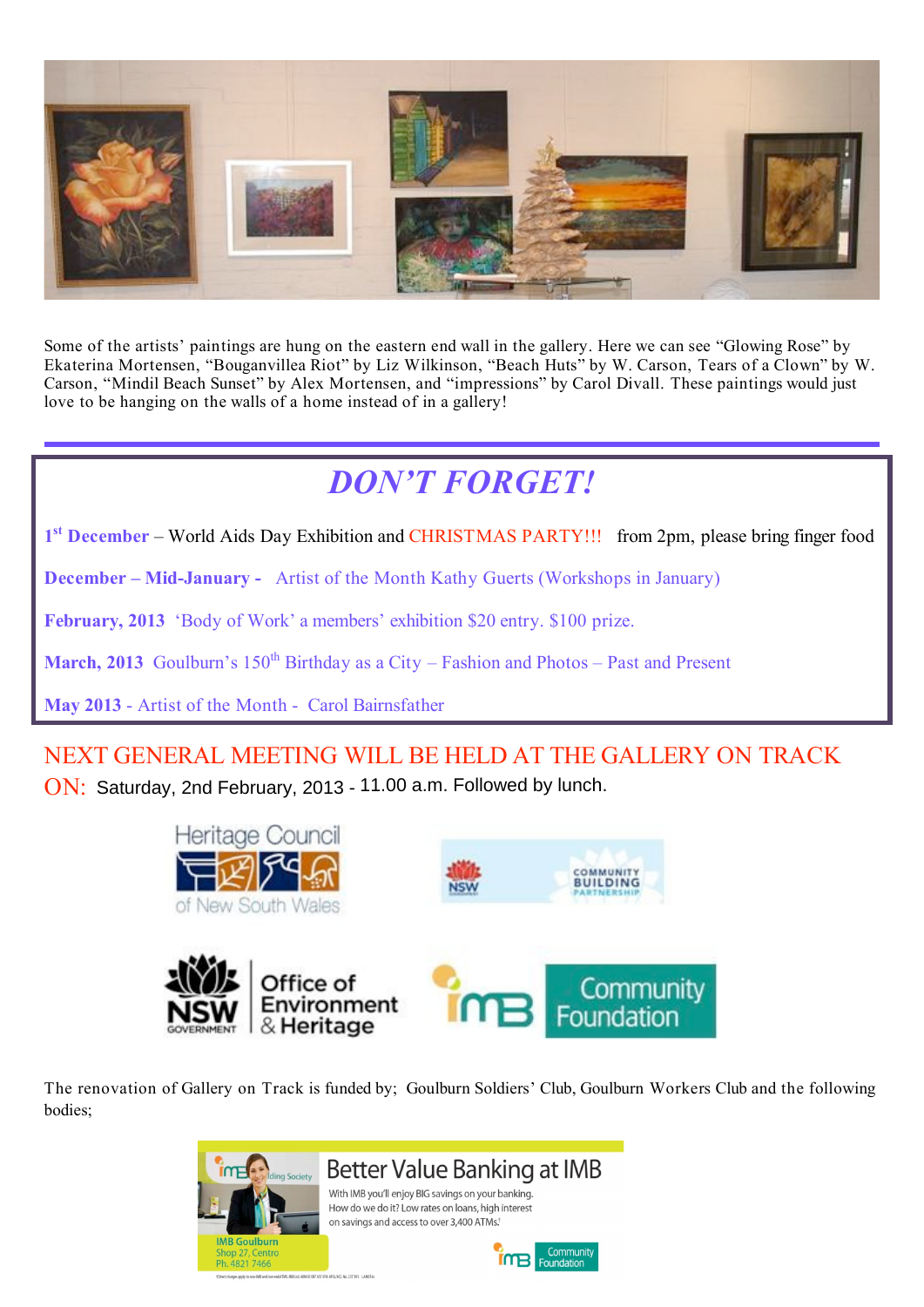Some of the artists' paintings are hung on the eastern end wall in the gallery. Here we can see "Glowing Rose" by Ekaterina Mortensen, "Bouganvillea Riot" by Liz Wilkinson, "Beach Huts" by W. Carson, Tears of a Clown" by W. Carson, "Mindil Beach Sunset" by Alex Mortensen, and "impressions" by Carol Divall. These paintings would just love to be hanging on the walls of a home instead of in a gallery!

# *DON'T FORGET!*

**1st December** – World Aids Day Exhibition and CHRISTMAS PARTY!!! from 2pm, please bring finger food

**December – Mid-January -** Artist of the Month Kathy Guerts (Workshops in January)

**February, 2013** 'Body of Work' a members' exhibition \$20 entry. \$100 prize.

**March, 2013** Goulburn's 150th Birthday as a City – Fashion and Photos – Past and Present

**May 2013** - Artist of the Month - Carol Bairnsfather

NEXT GENERAL MEETING WILL BE HELD AT THE GALLERY ON TRACK ON: Saturday, 2nd February, 2013 - 11.00 a.m. Followed by lunch.

Heritage Council of New South Wales

NSW Community Building Partnership

NSW Government Office of Environment & Heritage

IMB Community Foundation

The renovation of Gallery on Track is funded by; Goulburn Soldiers' Club, Goulburn Workers Club and the following bodies;

Better Value Banking at IMB

With IMB you'll enjoy BIG savings on your banking. How do we do it? Low rates on loans, high interest on savings and access to over 3,400 ATMs.

IMB Goulburn
Shop 27, Centro
Ph. 4821 7466

IMB Community Foundation